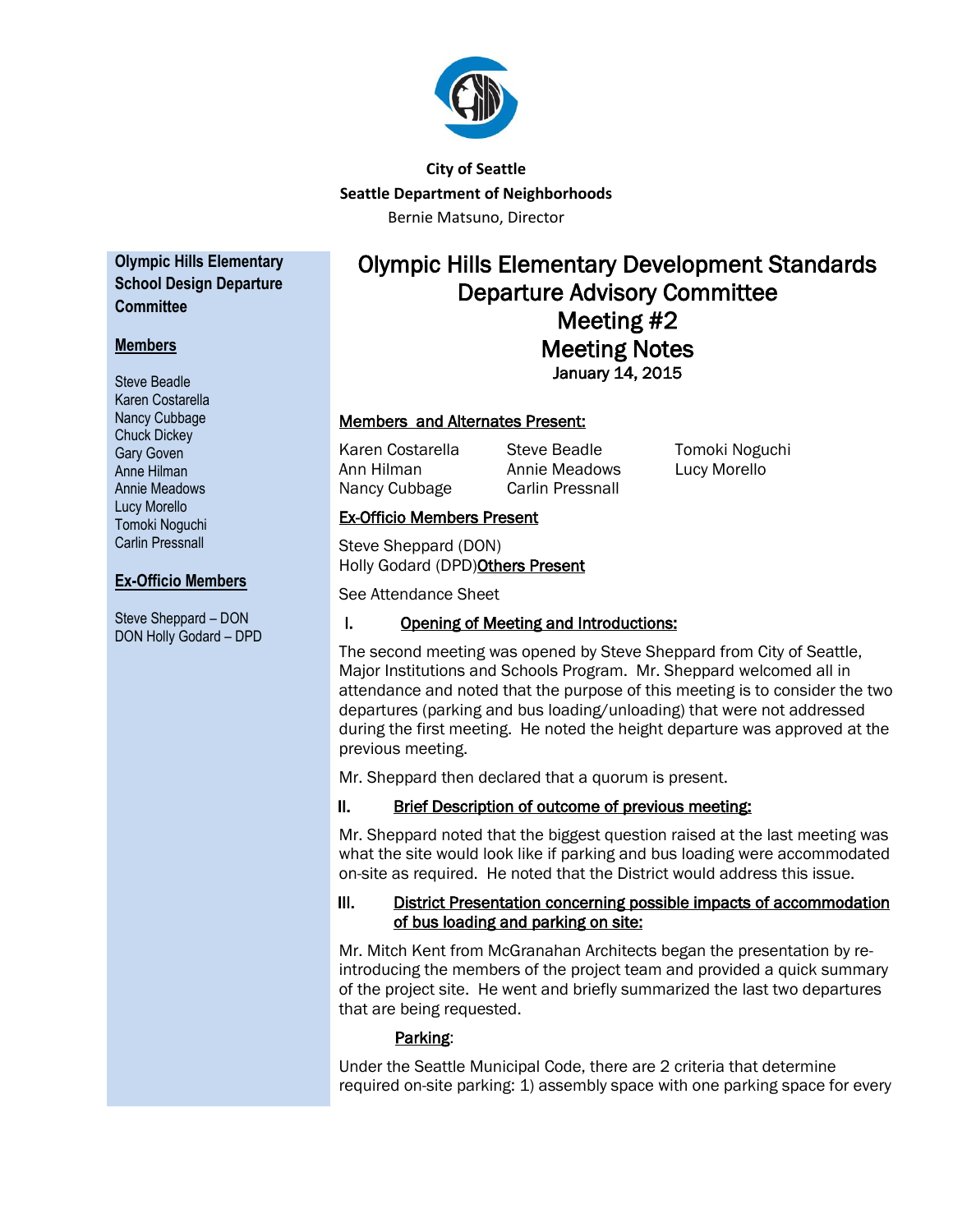**City of Seattle**
**Seattle Department of Neighborhoods**
Bernie Matsuno, Director

**Olympic Hills Elementary School Design Departure Committee**

**Members**

Steve Beadle
Karen Costarella
Nancy Cubbage
Chuck Dickey
Gary Goven
Anne Hilman
Annie Meadows
Lucy Morello
Tomoki Noguchi
Carlin Pressnall

**Ex-Officio Members**

Steve Sheppard – DON
DON Holly Godard – DPD

# Olympic Hills Elementary Development Standards Departure Advisory Committee Meeting #2 Meeting Notes

**January 14, 2015**

## Members and Alternates Present:

Karen Costarella
Ann Hilman
Nancy Cubbage
Steve Beadle
Annie Meadows
Carlin Pressnall
Tomoki Noguchi
Lucy Morello

## Ex-Officio Members Present

Steve Sheppard (DON)
Holly Godard (DPD)

## Others Present

See Attendance Sheet

## I. Opening of Meeting and Introductions:

The second meeting was opened by Steve Sheppard from City of Seattle, Major Institutions and Schools Program. Mr. Sheppard welcomed all in attendance and noted that the purpose of this meeting is to consider the two departures (parking and bus loading/unloading) that were not addressed during the first meeting. He noted the height departure was approved at the previous meeting.

Mr. Sheppard then declared that a quorum is present.

## II. Brief Description of outcome of previous meeting:

Mr. Sheppard noted that the biggest question raised at the last meeting was what the site would look like if parking and bus loading were accommodated on-site as required. He noted that the District would address this issue.

## III. District Presentation concerning possible impacts of accommodation of bus loading and parking on site:

Mr. Mitch Kent from McGranahan Architects began the presentation by re-introducing the members of the project team and provided a quick summary of the project site. He went and briefly summarized the last two departures that are being requested.

### Parking:

Under the Seattle Municipal Code, there are 2 criteria that determine required on-site parking: 1) assembly space with one parking space for every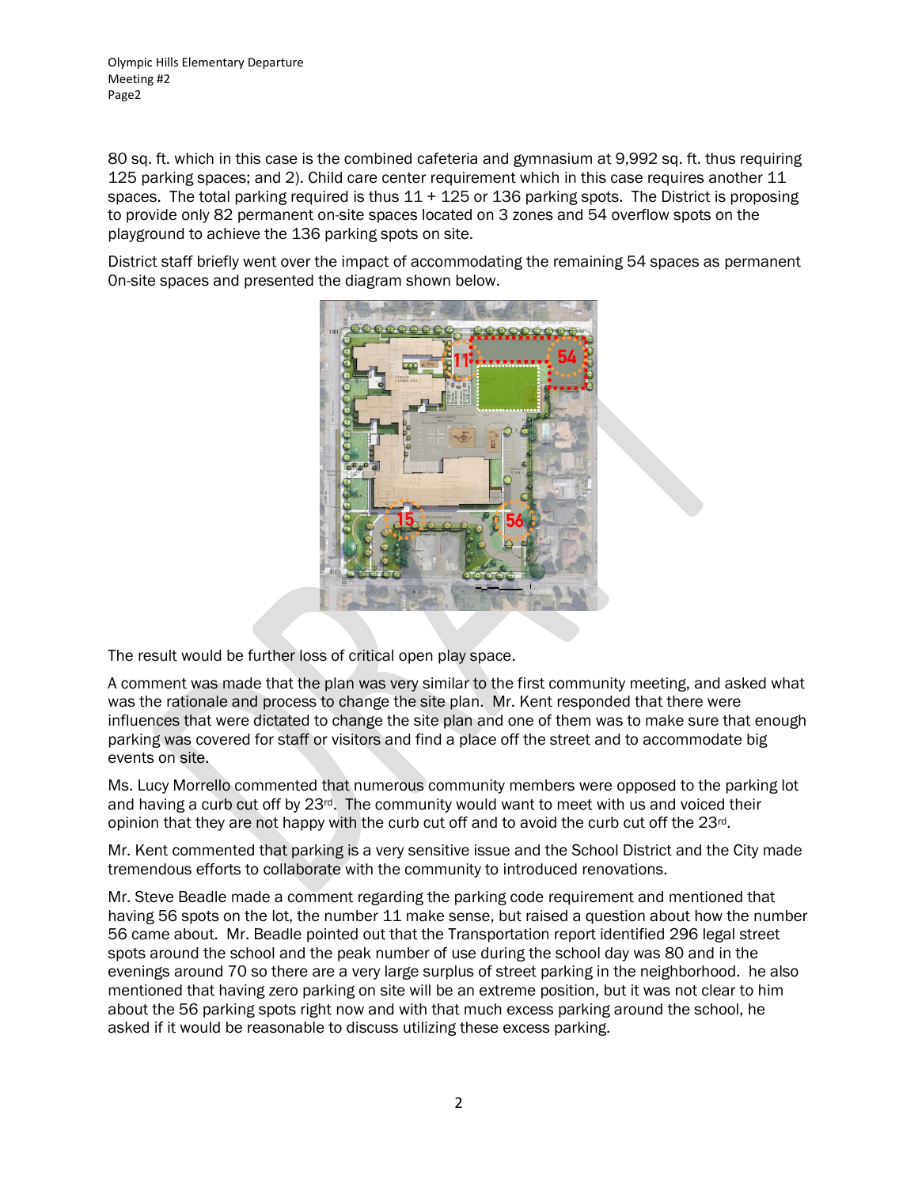80 sq. ft. which in this case is the combined cafeteria and gymnasium at 9,992 sq. ft. thus requiring 125 parking spaces; and 2). Child care center requirement which in this case requires another 11 spaces. The total parking required is thus 11 + 125 or 136 parking spots. The District is proposing to provide only 82 permanent on-site spaces located on 3 zones and 54 overflow spots on the playground to achieve the 136 parking spots on site.

District staff briefly went over the impact of accommodating the remaining 54 spaces as permanent On-site spaces and presented the diagram shown below.

The result would be further loss of critical open play space.

A comment was made that the plan was very similar to the first community meeting, and asked what was the rationale and process to change the site plan. Mr. Kent responded that there were influences that were dictated to change the site plan and one of them was to make sure that enough parking was covered for staff or visitors and find a place off the street and to accommodate big events on site.

Ms. Lucy Morrello commented that numerous community members were opposed to the parking lot and having a curb cut off by 23rd. The community would want to meet with us and voiced their opinion that they are not happy with the curb cut off and to avoid the curb cut off the 23rd.

Mr. Kent commented that parking is a very sensitive issue and the School District and the City made tremendous efforts to collaborate with the community to introduced renovations.

Mr. Steve Beadle made a comment regarding the parking code requirement and mentioned that having 56 spots on the lot, the number 11 make sense, but raised a question about how the number 56 came about. Mr. Beadle pointed out that the Transportation report identified 296 legal street spots around the school and the peak number of use during the school day was 80 and in the evenings around 70 so there are a very large surplus of street parking in the neighborhood. he also mentioned that having zero parking on site will be an extreme position, but it was not clear to him about the 56 parking spots right now and with that much excess parking around the school, he asked if it would be reasonable to discuss utilizing these excess parking.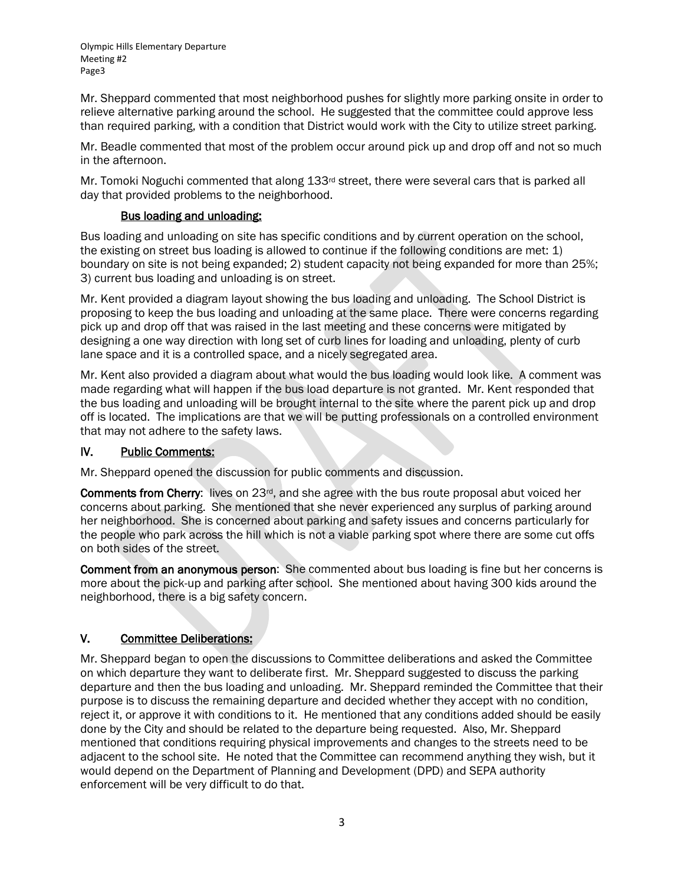Mr. Sheppard commented that most neighborhood pushes for slightly more parking onsite in order to relieve alternative parking around the school. He suggested that the committee could approve less than required parking, with a condition that District would work with the City to utilize street parking.

Mr. Beadle commented that most of the problem occur around pick up and drop off and not so much in the afternoon.

Mr. Tomoki Noguchi commented that along 133rd street, there were several cars that is parked all day that provided problems to the neighborhood.

### Bus loading and unloading:

Bus loading and unloading on site has specific conditions and by current operation on the school, the existing on street bus loading is allowed to continue if the following conditions are met: 1) boundary on site is not being expanded; 2) student capacity not being expanded for more than 25%; 3) current bus loading and unloading is on street.

Mr. Kent provided a diagram layout showing the bus loading and unloading. The School District is proposing to keep the bus loading and unloading at the same place. There were concerns regarding pick up and drop off that was raised in the last meeting and these concerns were mitigated by designing a one way direction with long set of curb lines for loading and unloading, plenty of curb lane space and it is a controlled space, and a nicely segregated area.

Mr. Kent also provided a diagram about what would the bus loading would look like. A comment was made regarding what will happen if the bus load departure is not granted. Mr. Kent responded that the bus loading and unloading will be brought internal to the site where the parent pick up and drop off is located. The implications are that we will be putting professionals on a controlled environment that may not adhere to the safety laws.

## IV. Public Comments:

Mr. Sheppard opened the discussion for public comments and discussion.

**Comments from Cherry**: lives on 23rd, and she agree with the bus route proposal abut voiced her concerns about parking. She mentioned that she never experienced any surplus of parking around her neighborhood. She is concerned about parking and safety issues and concerns particularly for the people who park across the hill which is not a viable parking spot where there are some cut offs on both sides of the street.

**Comment from an anonymous person**: She commented about bus loading is fine but her concerns is more about the pick-up and parking after school. She mentioned about having 300 kids around the neighborhood, there is a big safety concern.

## V. Committee Deliberations:

Mr. Sheppard began to open the discussions to Committee deliberations and asked the Committee on which departure they want to deliberate first. Mr. Sheppard suggested to discuss the parking departure and then the bus loading and unloading. Mr. Sheppard reminded the Committee that their purpose is to discuss the remaining departure and decided whether they accept with no condition, reject it, or approve it with conditions to it. He mentioned that any conditions added should be easily done by the City and should be related to the departure being requested. Also, Mr. Sheppard mentioned that conditions requiring physical improvements and changes to the streets need to be adjacent to the school site. He noted that the Committee can recommend anything they wish, but it would depend on the Department of Planning and Development (DPD) and SEPA authority enforcement will be very difficult to do that.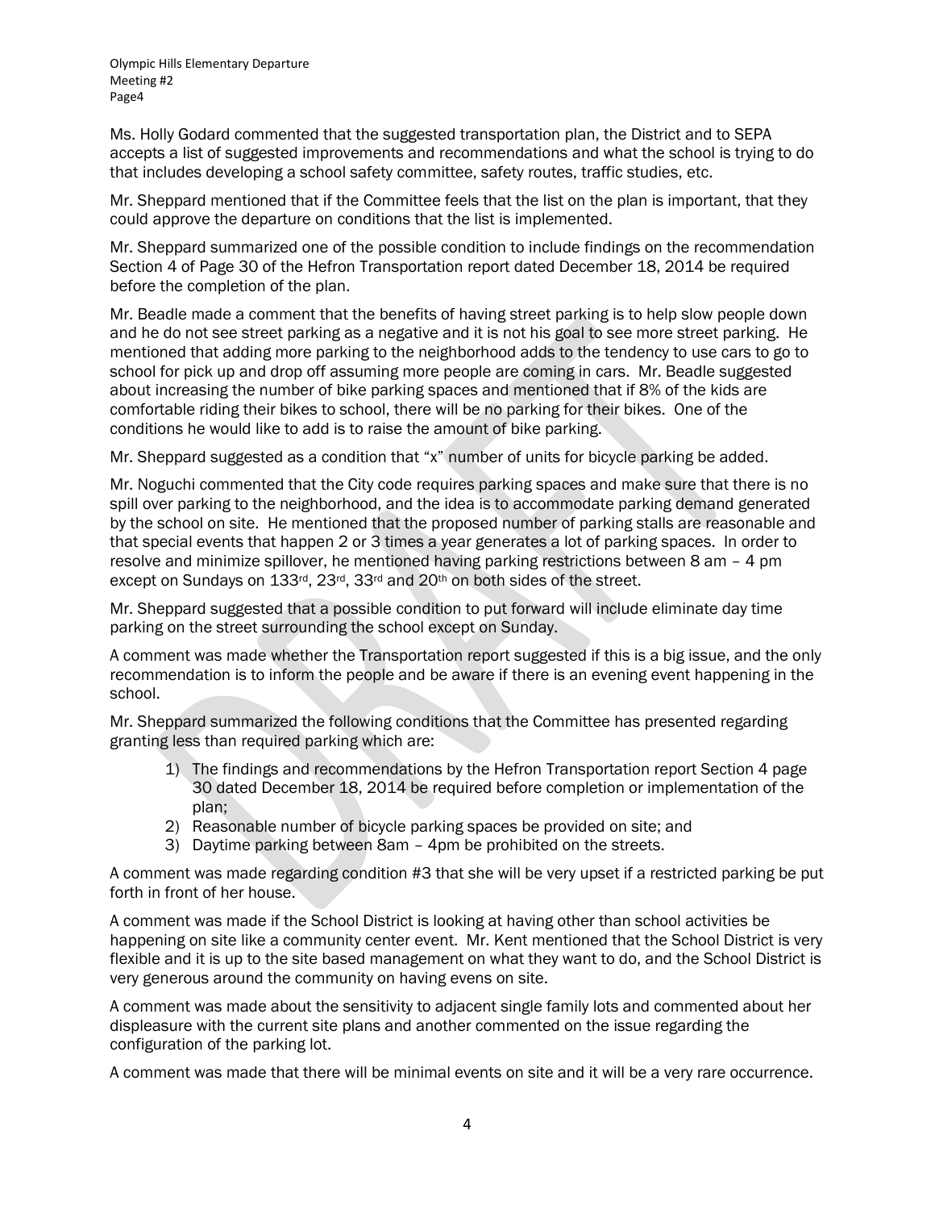Ms. Holly Godard commented that the suggested transportation plan, the District and to SEPA accepts a list of suggested improvements and recommendations and what the school is trying to do that includes developing a school safety committee, safety routes, traffic studies, etc.

Mr. Sheppard mentioned that if the Committee feels that the list on the plan is important, that they could approve the departure on conditions that the list is implemented.

Mr. Sheppard summarized one of the possible condition to include findings on the recommendation Section 4 of Page 30 of the Hefron Transportation report dated December 18, 2014 be required before the completion of the plan.

Mr. Beadle made a comment that the benefits of having street parking is to help slow people down and he do not see street parking as a negative and it is not his goal to see more street parking. He mentioned that adding more parking to the neighborhood adds to the tendency to use cars to go to school for pick up and drop off assuming more people are coming in cars. Mr. Beadle suggested about increasing the number of bike parking spaces and mentioned that if 8% of the kids are comfortable riding their bikes to school, there will be no parking for their bikes. One of the conditions he would like to add is to raise the amount of bike parking.

Mr. Sheppard suggested as a condition that "x" number of units for bicycle parking be added.

Mr. Noguchi commented that the City code requires parking spaces and make sure that there is no spill over parking to the neighborhood, and the idea is to accommodate parking demand generated by the school on site. He mentioned that the proposed number of parking stalls are reasonable and that special events that happen 2 or 3 times a year generates a lot of parking spaces. In order to resolve and minimize spillover, he mentioned having parking restrictions between 8 am – 4 pm except on Sundays on 133rd, 23rd, 33rd and 20th on both sides of the street.

Mr. Sheppard suggested that a possible condition to put forward will include eliminate day time parking on the street surrounding the school except on Sunday.

A comment was made whether the Transportation report suggested if this is a big issue, and the only recommendation is to inform the people and be aware if there is an evening event happening in the school.

Mr. Sheppard summarized the following conditions that the Committee has presented regarding granting less than required parking which are:

1) The findings and recommendations by the Hefron Transportation report Section 4 page 30 dated December 18, 2014 be required before completion or implementation of the plan;
2) Reasonable number of bicycle parking spaces be provided on site; and
3) Daytime parking between 8am – 4pm be prohibited on the streets.

A comment was made regarding condition #3 that she will be very upset if a restricted parking be put forth in front of her house.

A comment was made if the School District is looking at having other than school activities be happening on site like a community center event. Mr. Kent mentioned that the School District is very flexible and it is up to the site based management on what they want to do, and the School District is very generous around the community on having evens on site.

A comment was made about the sensitivity to adjacent single family lots and commented about her displeasure with the current site plans and another commented on the issue regarding the configuration of the parking lot.

A comment was made that there will be minimal events on site and it will be a very rare occurrence.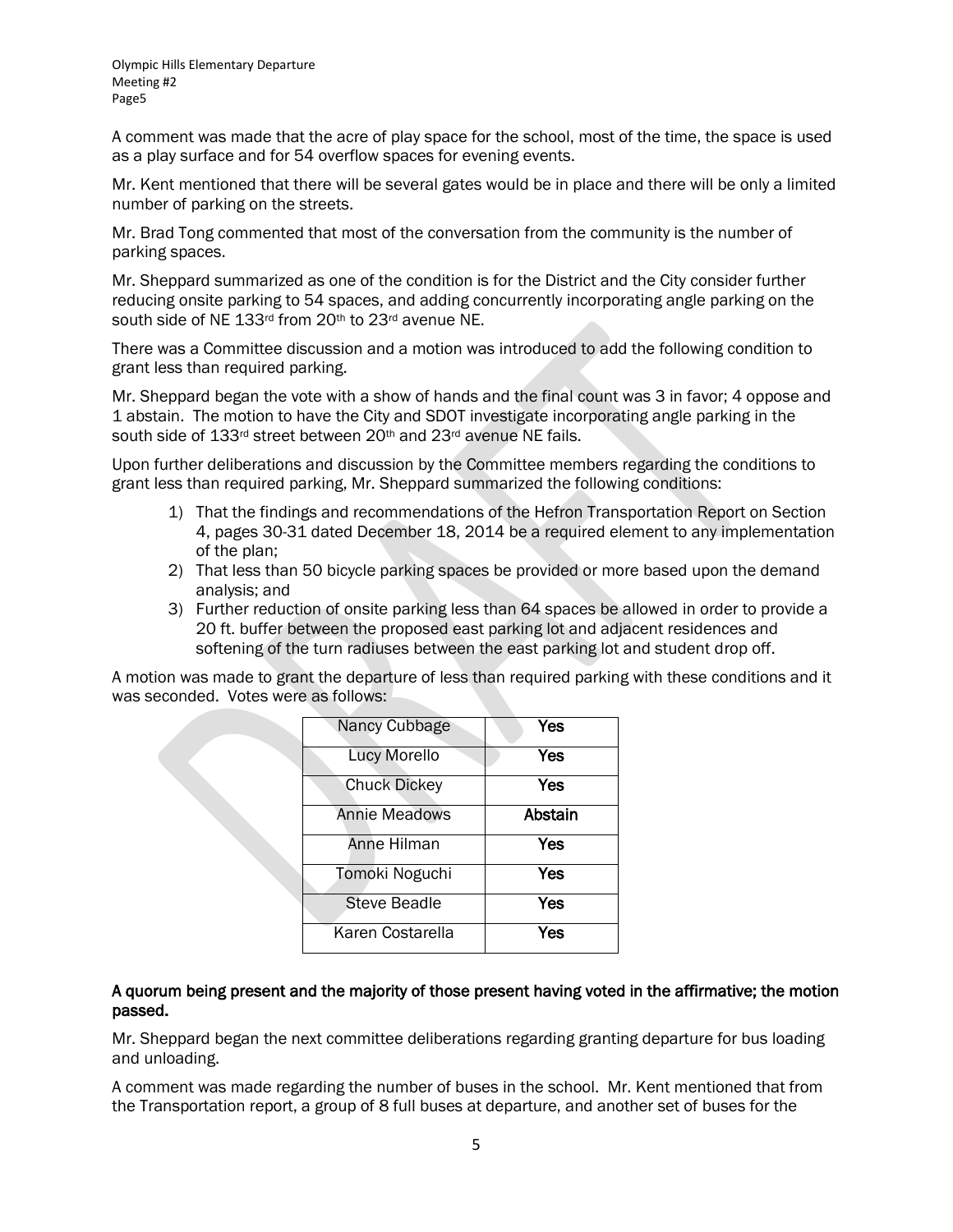A comment was made that the acre of play space for the school, most of the time, the space is used as a play surface and for 54 overflow spaces for evening events.

Mr. Kent mentioned that there will be several gates would be in place and there will be only a limited number of parking on the streets.

Mr. Brad Tong commented that most of the conversation from the community is the number of parking spaces.

Mr. Sheppard summarized as one of the condition is for the District and the City consider further reducing onsite parking to 54 spaces, and adding concurrently incorporating angle parking on the south side of NE 133rd from 20th to 23rd avenue NE.

There was a Committee discussion and a motion was introduced to add the following condition to grant less than required parking.

Mr. Sheppard began the vote with a show of hands and the final count was 3 in favor; 4 oppose and 1 abstain. The motion to have the City and SDOT investigate incorporating angle parking in the south side of 133rd street between 20th and 23rd avenue NE fails.

Upon further deliberations and discussion by the Committee members regarding the conditions to grant less than required parking, Mr. Sheppard summarized the following conditions:

1) That the findings and recommendations of the Hefron Transportation Report on Section 4, pages 30-31 dated December 18, 2014 be a required element to any implementation of the plan;
2) That less than 50 bicycle parking spaces be provided or more based upon the demand analysis; and
3) Further reduction of onsite parking less than 64 spaces be allowed in order to provide a 20 ft. buffer between the proposed east parking lot and adjacent residences and softening of the turn radiuses between the east parking lot and student drop off.

A motion was made to grant the departure of less than required parking with these conditions and it was seconded. Votes were as follows:

| | |
|---|---|
| Nancy Cubbage | **Yes** |
| Lucy Morello | **Yes** |
| Chuck Dickey | **Yes** |
| Annie Meadows | **Abstain** |
| Anne Hilman | **Yes** |
| Tomoki Noguchi | **Yes** |
| Steve Beadle | **Yes** |
| Karen Costarella | **Yes** |

**A quorum being present and the majority of those present having voted in the affirmative; the motion passed.**

Mr. Sheppard began the next committee deliberations regarding granting departure for bus loading and unloading.

A comment was made regarding the number of buses in the school. Mr. Kent mentioned that from the Transportation report, a group of 8 full buses at departure, and another set of buses for the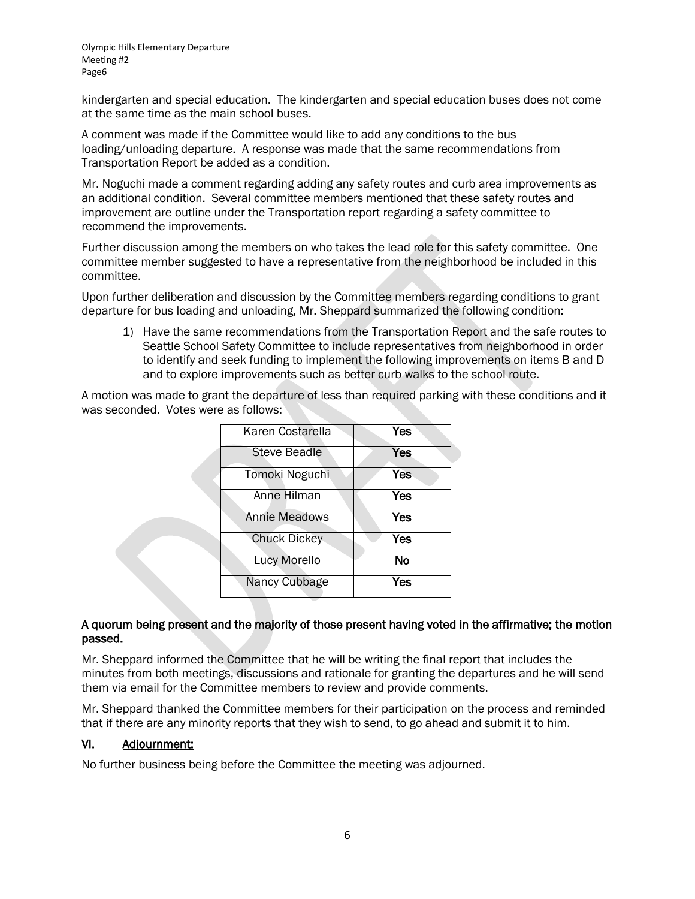kindergarten and special education. The kindergarten and special education buses does not come at the same time as the main school buses.

A comment was made if the Committee would like to add any conditions to the bus loading/unloading departure. A response was made that the same recommendations from Transportation Report be added as a condition.

Mr. Noguchi made a comment regarding adding any safety routes and curb area improvements as an additional condition. Several committee members mentioned that these safety routes and improvement are outline under the Transportation report regarding a safety committee to recommend the improvements.

Further discussion among the members on who takes the lead role for this safety committee. One committee member suggested to have a representative from the neighborhood be included in this committee.

Upon further deliberation and discussion by the Committee members regarding conditions to grant departure for bus loading and unloading, Mr. Sheppard summarized the following condition:

1) Have the same recommendations from the Transportation Report and the safe routes to Seattle School Safety Committee to include representatives from neighborhood in order to identify and seek funding to implement the following improvements on items B and D and to explore improvements such as better curb walks to the school route.

A motion was made to grant the departure of less than required parking with these conditions and it was seconded. Votes were as follows:

| | |
|---|---|
| Karen Costarella | **Yes** |
| Steve Beadle | **Yes** |
| Tomoki Noguchi | **Yes** |
| Anne Hilman | **Yes** |
| Annie Meadows | **Yes** |
| Chuck Dickey | **Yes** |
| Lucy Morello | **No** |
| Nancy Cubbage | **Yes** |

**A quorum being present and the majority of those present having voted in the affirmative; the motion passed.**

Mr. Sheppard informed the Committee that he will be writing the final report that includes the minutes from both meetings, discussions and rationale for granting the departures and he will send them via email for the Committee members to review and provide comments.

Mr. Sheppard thanked the Committee members for their participation on the process and reminded that if there are any minority reports that they wish to send, to go ahead and submit it to him.

## VI. Adjournment:

No further business being before the Committee the meeting was adjourned.